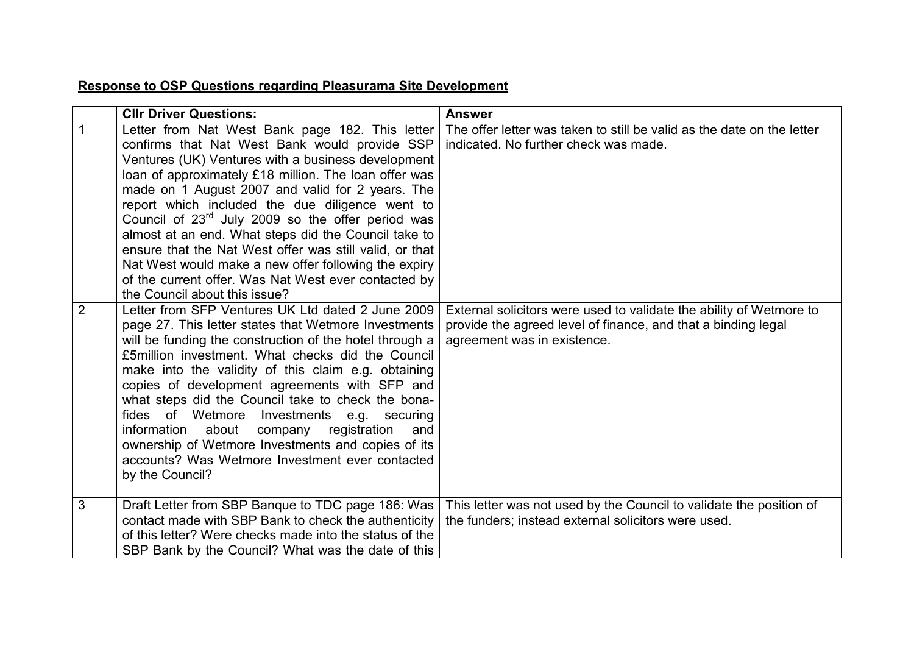**Response to OSP Questions regarding Pleasurama Site Development**

| | Cllr Driver Questions: | Answer |
|---|---|---|
| 1 | Letter from Nat West Bank page 182. This letter confirms that Nat West Bank would provide SSP Ventures (UK) Ventures with a business development loan of approximately £18 million. The loan offer was made on 1 August 2007 and valid for 2 years. The report which included the due diligence went to Council of 23rd July 2009 so the offer period was almost at an end. What steps did the Council take to ensure that the Nat West offer was still valid, or that Nat West would make a new offer following the expiry of the current offer. Was Nat West ever contacted by the Council about this issue? | The offer letter was taken to still be valid as the date on the letter indicated. No further check was made. |
| 2 | Letter from SFP Ventures UK Ltd dated 2 June 2009 page 27. This letter states that Wetmore Investments will be funding the construction of the hotel through a £5million investment. What checks did the Council make into the validity of this claim e.g. obtaining copies of development agreements with SFP and what steps did the Council take to check the bona-fides of Wetmore Investments e.g. securing information about company registration and ownership of Wetmore Investments and copies of its accounts? Was Wetmore Investment ever contacted by the Council? | External solicitors were used to validate the ability of Wetmore to provide the agreed level of finance, and that a binding legal agreement was in existence. |
| 3 | Draft Letter from SBP Banque to TDC page 186: Was contact made with SBP Bank to check the authenticity of this letter? Were checks made into the status of the SBP Bank by the Council? What was the date of this | This letter was not used by the Council to validate the position of the funders; instead external solicitors were used. |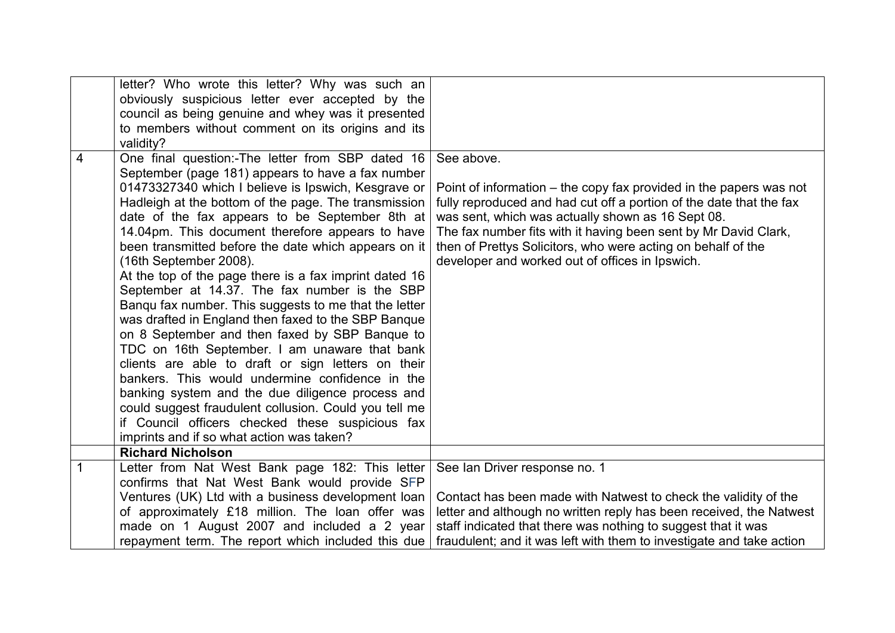| | | |
|---|---|---|
| | letter? Who wrote this letter? Why was such an obviously suspicious letter ever accepted by the council as being genuine and whey was it presented to members without comment on its origins and its validity? | |
| 4 | One final question:-The letter from SBP dated 16 September (page 181) appears to have a fax number 01473327340 which I believe is Ipswich, Kesgrave or Hadleigh at the bottom of the page. The transmission date of the fax appears to be September 8th at 14.04pm. This document therefore appears to have been transmitted before the date which appears on it (16th September 2008).<br>At the top of the page there is a fax imprint dated 16 September at 14.37. The fax number is the SBP Banqu fax number. This suggests to me that the letter was drafted in England then faxed to the SBP Banque on 8 September and then faxed by SBP Banque to TDC on 16th September. I am unaware that bank clients are able to draft or sign letters on their bankers. This would undermine confidence in the banking system and the due diligence process and could suggest fraudulent collusion. Could you tell me if Council officers checked these suspicious fax imprints and if so what action was taken? | See above.<br><br>Point of information – the copy fax provided in the papers was not fully reproduced and had cut off a portion of the date that the fax was sent, which was actually shown as 16 Sept 08.<br>The fax number fits with it having been sent by Mr David Clark, then of Prettys Solicitors, who were acting on behalf of the developer and worked out of offices in Ipswich. |
| | **Richard Nicholson** | |
| 1 | Letter from Nat West Bank page 182: This letter confirms that Nat West Bank would provide SFP Ventures (UK) Ltd with a business development loan of approximately £18 million. The loan offer was made on 1 August 2007 and included a 2 year repayment term. The report which included this due | See Ian Driver response no. 1<br><br>Contact has been made with Natwest to check the validity of the letter and although no written reply has been received, the Natwest staff indicated that there was nothing to suggest that it was fraudulent; and it was left with them to investigate and take action |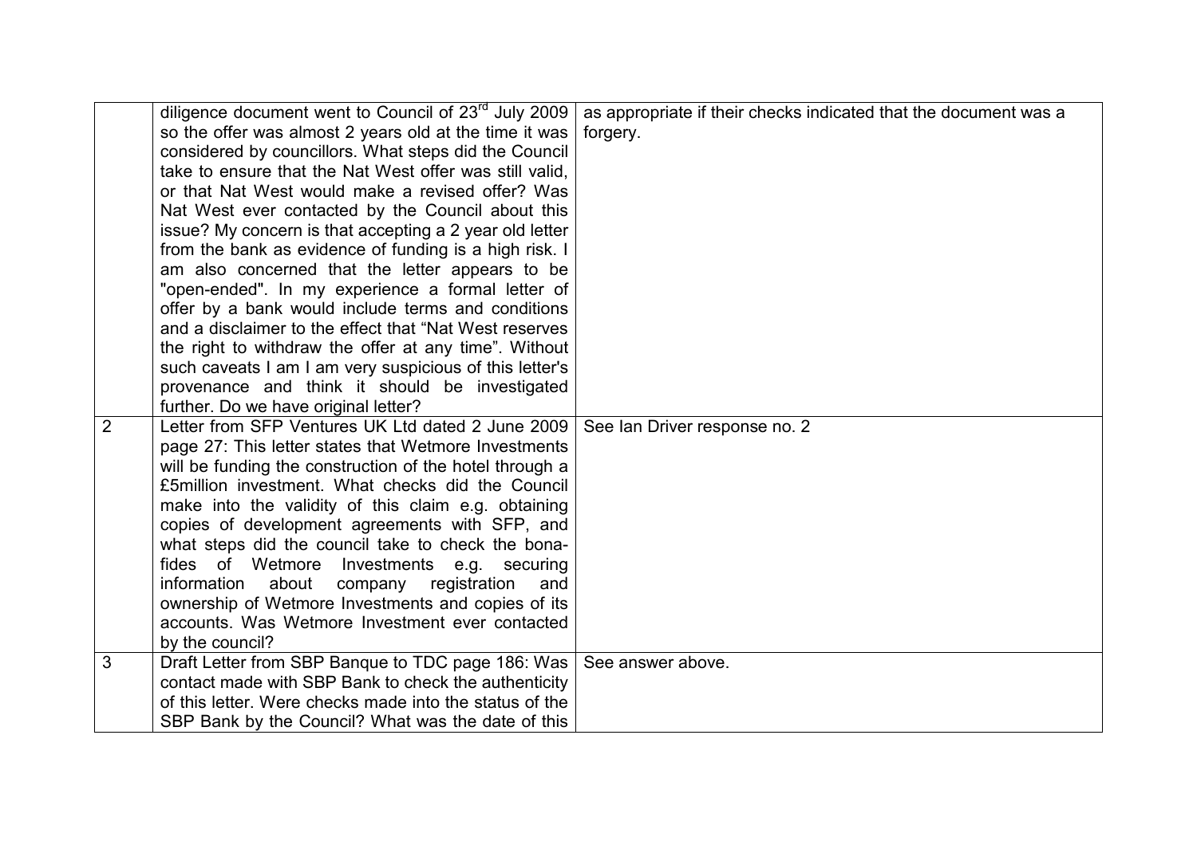| | | |
|---|---|---|
| | diligence document went to Council of 23rd July 2009 so the offer was almost 2 years old at the time it was considered by councillors. What steps did the Council take to ensure that the Nat West offer was still valid, or that Nat West would make a revised offer? Was Nat West ever contacted by the Council about this issue? My concern is that accepting a 2 year old letter from the bank as evidence of funding is a high risk. I am also concerned that the letter appears to be "open-ended". In my experience a formal letter of offer by a bank would include terms and conditions and a disclaimer to the effect that "Nat West reserves the right to withdraw the offer at any time". Without such caveats I am I am very suspicious of this letter's provenance and think it should be investigated further. Do we have original letter? | as appropriate if their checks indicated that the document was a forgery. |
| 2 | Letter from SFP Ventures UK Ltd dated 2 June 2009 page 27: This letter states that Wetmore Investments will be funding the construction of the hotel through a £5million investment. What checks did the Council make into the validity of this claim e.g. obtaining copies of development agreements with SFP, and what steps did the council take to check the bona-fides of Wetmore Investments e.g. securing information about company registration and ownership of Wetmore Investments and copies of its accounts. Was Wetmore Investment ever contacted by the council? | See Ian Driver response no. 2 |
| 3 | Draft Letter from SBP Banque to TDC page 186: Was contact made with SBP Bank to check the authenticity of this letter. Were checks made into the status of the SBP Bank by the Council? What was the date of this | See answer above. |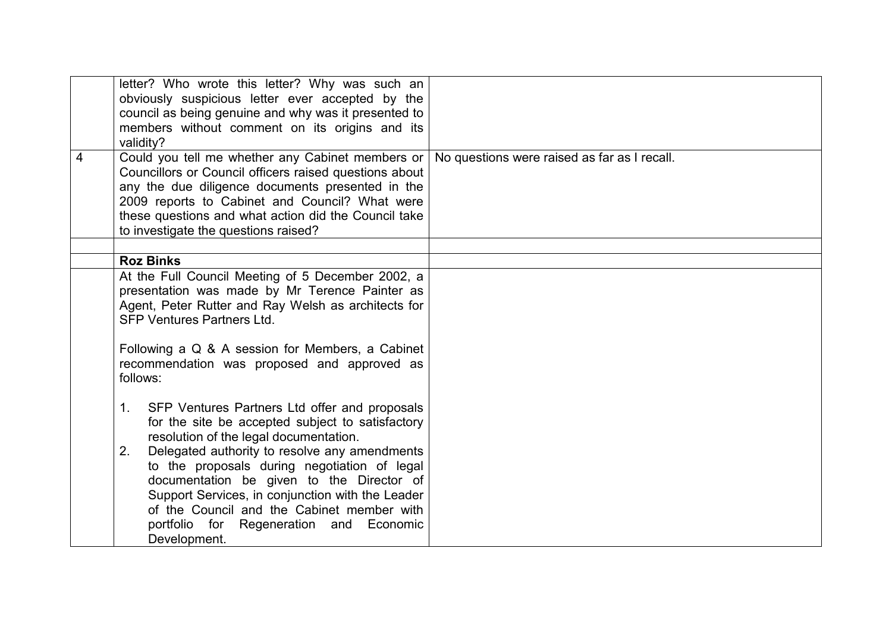| | | |
|---|---|---|
| | letter? Who wrote this letter? Why was such an obviously suspicious letter ever accepted by the council as being genuine and why was it presented to members without comment on its origins and its validity? | |
| 4 | Could you tell me whether any Cabinet members or Councillors or Council officers raised questions about any the due diligence documents presented in the 2009 reports to Cabinet and Council? What were these questions and what action did the Council take to investigate the questions raised? | No questions were raised as far as I recall. |
| | | |
| | **Roz Binks** | |
| | At the Full Council Meeting of 5 December 2002, a presentation was made by Mr Terence Painter as Agent, Peter Rutter and Ray Welsh as architects for SFP Ventures Partners Ltd.<br><br>Following a Q & A session for Members, a Cabinet recommendation was proposed and approved as follows:<br><br>1. SFP Ventures Partners Ltd offer and proposals for the site be accepted subject to satisfactory resolution of the legal documentation.<br>2. Delegated authority to resolve any amendments to the proposals during negotiation of legal documentation be given to the Director of Support Services, in conjunction with the Leader of the Council and the Cabinet member with portfolio for Regeneration and Economic Development. | |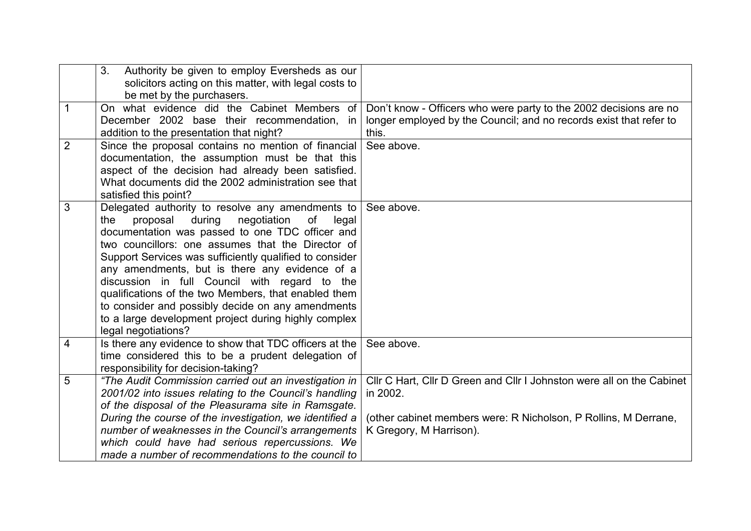| | | |
|---|---|---|
| | 3. Authority be given to employ Eversheds as our solicitors acting on this matter, with legal costs to be met by the purchasers. | |
| 1 | On what evidence did the Cabinet Members of December 2002 base their recommendation, in addition to the presentation that night? | Don't know - Officers who were party to the 2002 decisions are no longer employed by the Council; and no records exist that refer to this. |
| 2 | Since the proposal contains no mention of financial documentation, the assumption must be that this aspect of the decision had already been satisfied. What documents did the 2002 administration see that satisfied this point? | See above. |
| 3 | Delegated authority to resolve any amendments to the proposal during negotiation of legal documentation was passed to one TDC officer and two councillors: one assumes that the Director of Support Services was sufficiently qualified to consider any amendments, but is there any evidence of a discussion in full Council with regard to the qualifications of the two Members, that enabled them to consider and possibly decide on any amendments to a large development project during highly complex legal negotiations? | See above. |
| 4 | Is there any evidence to show that TDC officers at the time considered this to be a prudent delegation of responsibility for decision-taking? | See above. |
| 5 | *"The Audit Commission carried out an investigation in 2001/02 into issues relating to the Council's handling of the disposal of the Pleasurama site in Ramsgate. During the course of the investigation, we identified a number of weaknesses in the Council's arrangements which could have had serious repercussions. We made a number of recommendations to the council to* | Cllr C Hart, Cllr D Green and Cllr I Johnston were all on the Cabinet in 2002.<br><br>(other cabinet members were: R Nicholson, P Rollins, M Derrane, K Gregory, M Harrison). |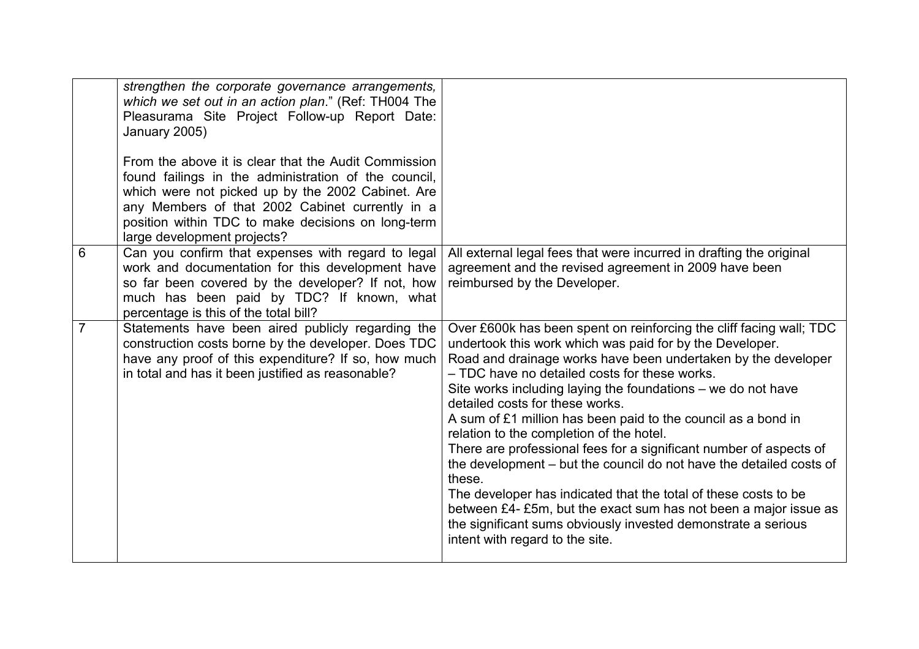| | | |
|---|---|---|
| | *strengthen the corporate governance arrangements, which we set out in an action plan*." (Ref: TH004 The Pleasurama Site Project Follow-up Report Date: January 2005)<br><br>From the above it is clear that the Audit Commission found failings in the administration of the council, which were not picked up by the 2002 Cabinet. Are any Members of that 2002 Cabinet currently in a position within TDC to make decisions on long-term large development projects? | |
| 6 | Can you confirm that expenses with regard to legal work and documentation for this development have so far been covered by the developer? If not, how much has been paid by TDC? If known, what percentage is this of the total bill? | All external legal fees that were incurred in drafting the original agreement and the revised agreement in 2009 have been reimbursed by the Developer. |
| 7 | Statements have been aired publicly regarding the construction costs borne by the developer. Does TDC have any proof of this expenditure? If so, how much in total and has it been justified as reasonable? | Over £600k has been spent on reinforcing the cliff facing wall; TDC undertook this work which was paid for by the Developer.<br>Road and drainage works have been undertaken by the developer – TDC have no detailed costs for these works.<br>Site works including laying the foundations – we do not have detailed costs for these works.<br>A sum of £1 million has been paid to the council as a bond in relation to the completion of the hotel.<br>There are professional fees for a significant number of aspects of the development – but the council do not have the detailed costs of these.<br>The developer has indicated that the total of these costs to be between £4- £5m, but the exact sum has not been a major issue as the significant sums obviously invested demonstrate a serious intent with regard to the site. |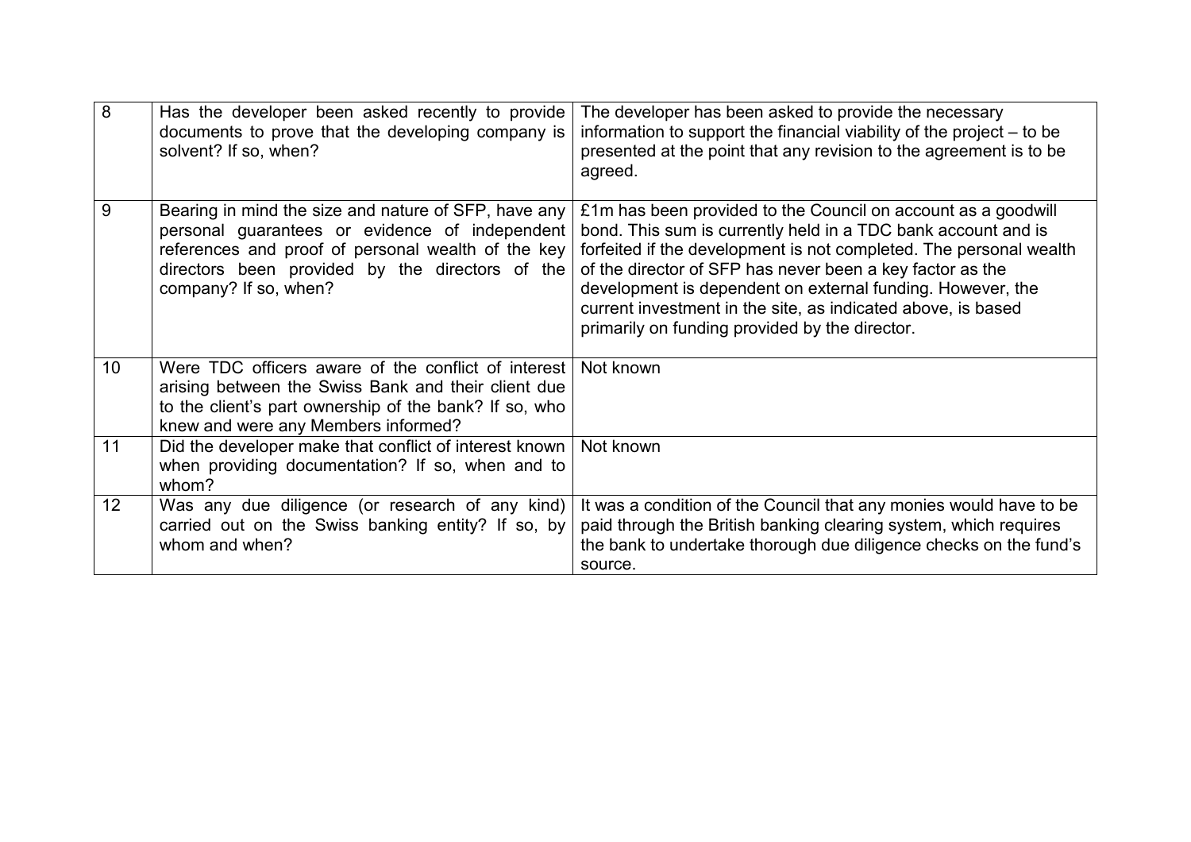| | | |
|---|---|---|
| 8 | Has the developer been asked recently to provide documents to prove that the developing company is solvent? If so, when? | The developer has been asked to provide the necessary information to support the financial viability of the project – to be presented at the point that any revision to the agreement is to be agreed. |
| 9 | Bearing in mind the size and nature of SFP, have any personal guarantees or evidence of independent references and proof of personal wealth of the key directors been provided by the directors of the company? If so, when? | £1m has been provided to the Council on account as a goodwill bond. This sum is currently held in a TDC bank account and is forfeited if the development is not completed. The personal wealth of the director of SFP has never been a key factor as the development is dependent on external funding. However, the current investment in the site, as indicated above, is based primarily on funding provided by the director. |
| 10 | Were TDC officers aware of the conflict of interest arising between the Swiss Bank and their client due to the client's part ownership of the bank? If so, who knew and were any Members informed? | Not known |
| 11 | Did the developer make that conflict of interest known when providing documentation? If so, when and to whom? | Not known |
| 12 | Was any due diligence (or research of any kind) carried out on the Swiss banking entity? If so, by whom and when? | It was a condition of the Council that any monies would have to be paid through the British banking clearing system, which requires the bank to undertake thorough due diligence checks on the fund's source. |